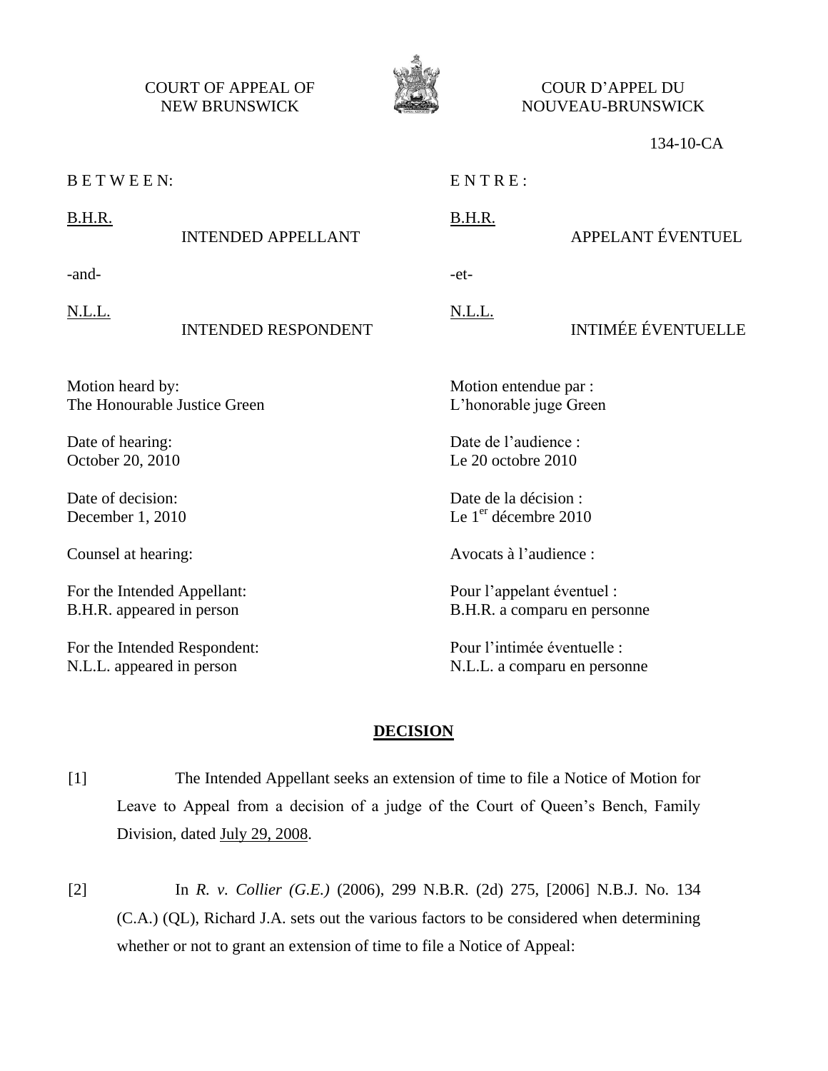COURT OF APPEAL OF NEW BRUNSWICK

COUR D'APPEL DU NOUVEAU-BRUNSWICK

134-10-CA

| B E T W E E N: | E N T R E : |
|---|---|
| B.H.R. — INTENDED APPELLANT | B.H.R. — APPELANT ÉVENTUEL |
| -and- | -et- |
| N.L.L. — INTENDED RESPONDENT | N.L.L. — INTIMÉE ÉVENTUELLE |

| | |
|---|---|
| Motion heard by:<br>The Honourable Justice Green | Motion entendue par :<br>L'honorable juge Green |
| Date of hearing:<br>October 20, 2010 | Date de l'audience :<br>Le 20 octobre 2010 |
| Date of decision:<br>December 1, 2010 | Date de la décision :<br>Le 1er décembre 2010 |
| Counsel at hearing: | Avocats à l'audience : |
| For the Intended Appellant:<br>B.H.R. appeared in person | Pour l'appelant éventuel :<br>B.H.R. a comparu en personne |
| For the Intended Respondent:<br>N.L.L. appeared in person | Pour l'intimée éventuelle :<br>N.L.L. a comparu en personne |

## DECISION

[1] The Intended Appellant seeks an extension of time to file a Notice of Motion for Leave to Appeal from a decision of a judge of the Court of Queen's Bench, Family Division, dated July 29, 2008.

[2] In *R. v. Collier (G.E.)* (2006), 299 N.B.R. (2d) 275, [2006] N.B.J. No. 134 (C.A.) (QL), Richard J.A. sets out the various factors to be considered when determining whether or not to grant an extension of time to file a Notice of Appeal: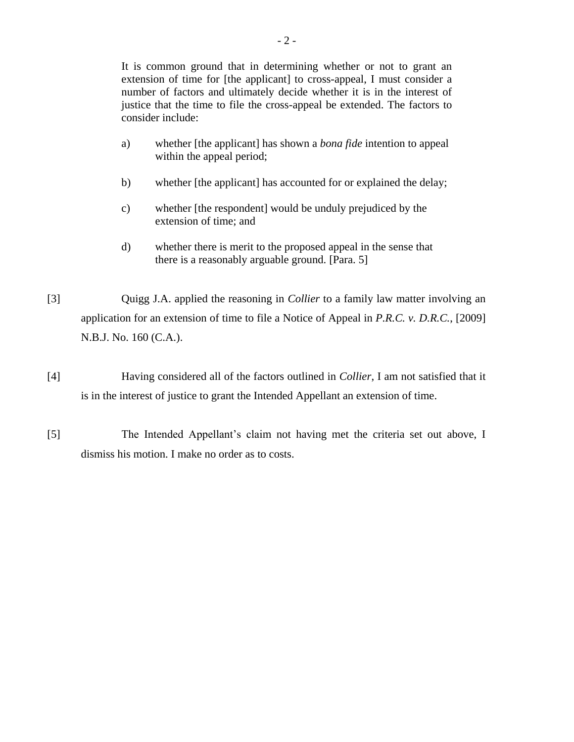> It is common ground that in determining whether or not to grant an extension of time for [the applicant] to cross-appeal, I must consider a number of factors and ultimately decide whether it is in the interest of justice that the time to file the cross-appeal be extended. The factors to consider include:
>
> a) whether [the applicant] has shown a *bona fide* intention to appeal within the appeal period;
>
> b) whether [the applicant] has accounted for or explained the delay;
>
> c) whether [the respondent] would be unduly prejudiced by the extension of time; and
>
> d) whether there is merit to the proposed appeal in the sense that there is a reasonably arguable ground. [Para. 5]

[3] Quigg J.A. applied the reasoning in *Collier* to a family law matter involving an application for an extension of time to file a Notice of Appeal in ***P.R.C. v. D.R.C.***, [2009] N.B.J. No. 160 (C.A.).

[4] Having considered all of the factors outlined in *Collier*, I am not satisfied that it is in the interest of justice to grant the Intended Appellant an extension of time.

[5] The Intended Appellant's claim not having met the criteria set out above, I dismiss his motion. I make no order as to costs.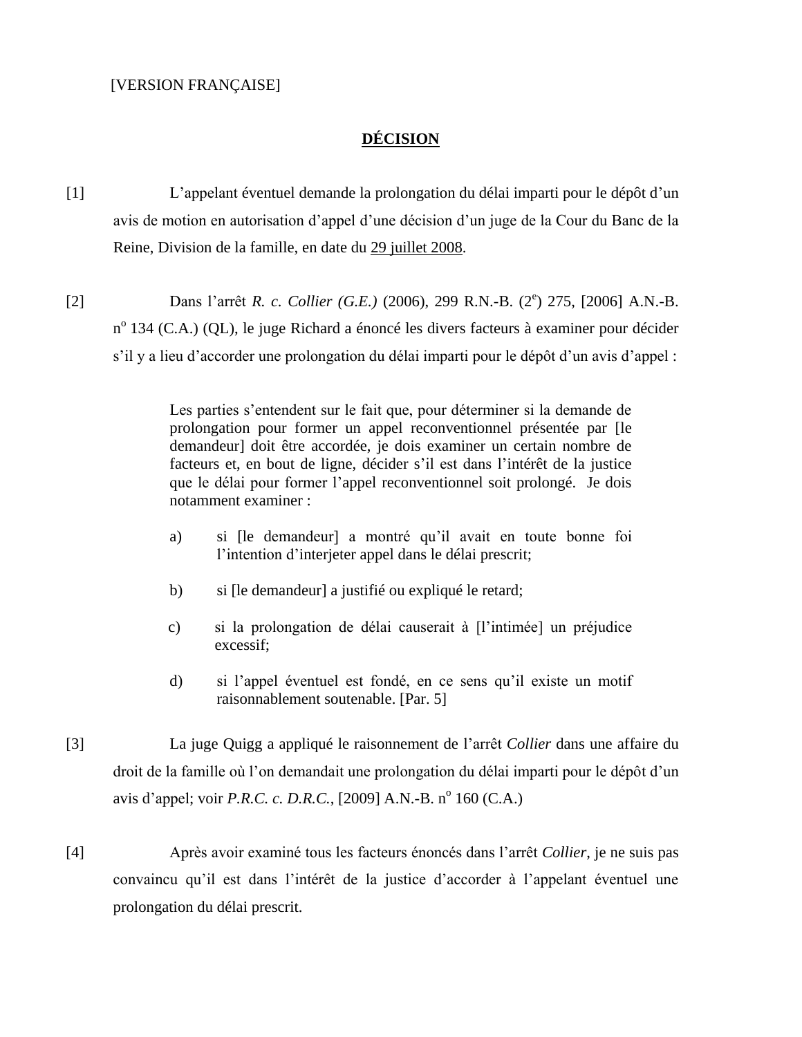[VERSION FRANÇAISE]

## DÉCISION

[1] L'appelant éventuel demande la prolongation du délai imparti pour le dépôt d'un avis de motion en autorisation d'appel d'une décision d'un juge de la Cour du Banc de la Reine, Division de la famille, en date du 29 juillet 2008.

[2] Dans l'arrêt *R. c. Collier (G.E.)* (2006), 299 R.N.-B. (2e) 275, [2006] A.N.-B. no 134 (C.A.) (QL), le juge Richard a énoncé les divers facteurs à examiner pour décider s'il y a lieu d'accorder une prolongation du délai imparti pour le dépôt d'un avis d'appel :

> Les parties s'entendent sur le fait que, pour déterminer si la demande de prolongation pour former un appel reconventionnel présentée par [le demandeur] doit être accordée, je dois examiner un certain nombre de facteurs et, en bout de ligne, décider s'il est dans l'intérêt de la justice que le délai pour former l'appel reconventionnel soit prolongé. Je dois notamment examiner :
>
> a) si [le demandeur] a montré qu'il avait en toute bonne foi l'intention d'interjeter appel dans le délai prescrit;
>
> b) si [le demandeur] a justifié ou expliqué le retard;
>
> c) si la prolongation de délai causerait à [l'intimée] un préjudice excessif;
>
> d) si l'appel éventuel est fondé, en ce sens qu'il existe un motif raisonnablement soutenable. [Par. 5]

[3] La juge Quigg a appliqué le raisonnement de l'arrêt *Collier* dans une affaire du droit de la famille où l'on demandait une prolongation du délai imparti pour le dépôt d'un avis d'appel; voir *P.R.C. c. D.R.C.*, [2009] A.N.-B. no 160 (C.A.)

[4] Après avoir examiné tous les facteurs énoncés dans l'arrêt *Collier*, je ne suis pas convaincu qu'il est dans l'intérêt de la justice d'accorder à l'appelant éventuel une prolongation du délai prescrit.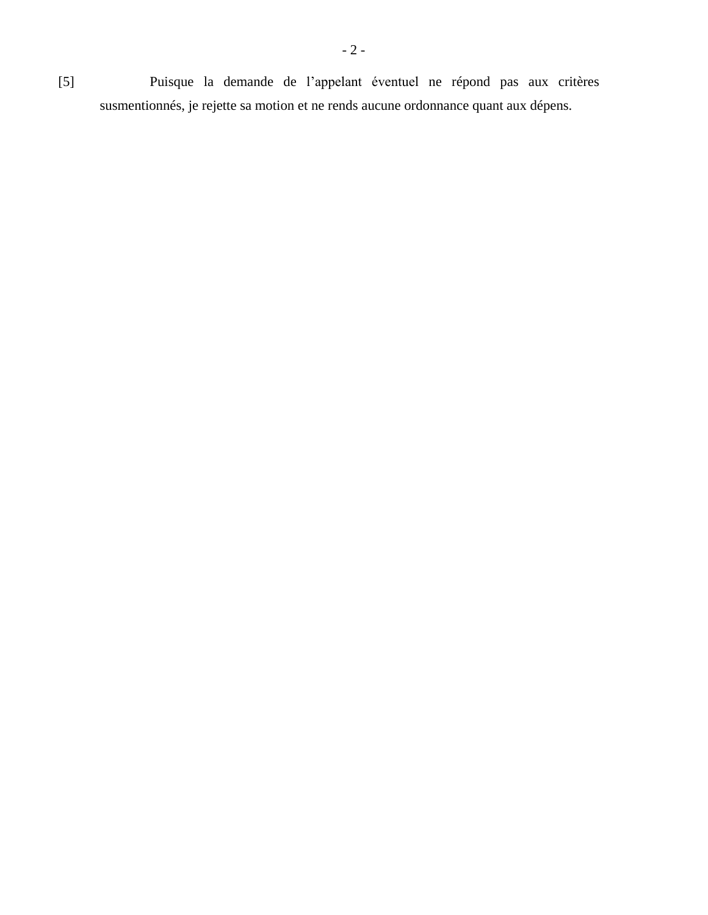[5] Puisque la demande de l’appelant éventuel ne répond pas aux critères susmentionnés, je rejette sa motion et ne rends aucune ordonnance quant aux dépens.